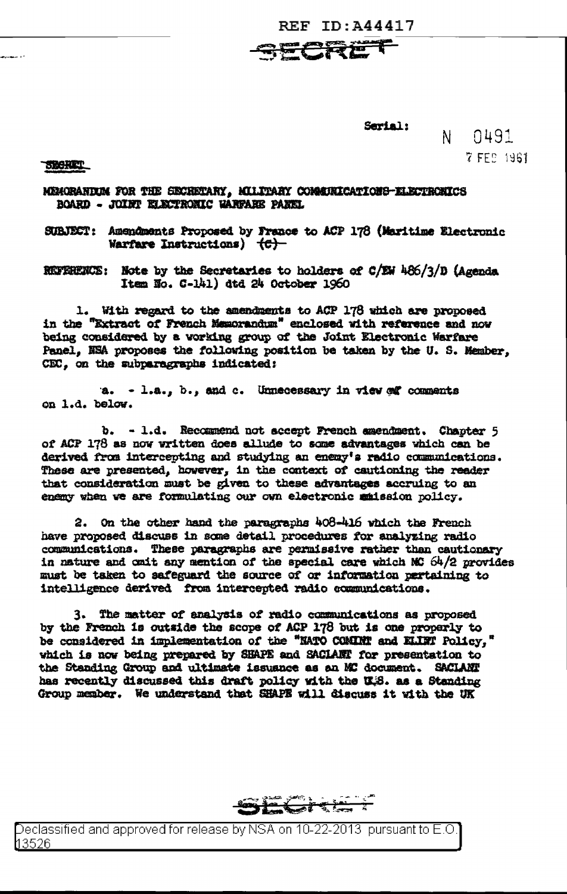REF ID:A44417

SECRET

Serial: N 0491

7 FEB 1961

SECRET

MEMORANDUM FOR THE SECRETARY, MILITARY COMMUNICATIONS-ELECTRONICS BOARD - JOINT ELECTRONIC WARFARE PANEL

SUBJECT: Amendments Proposed by France to ACP 178 (Maritime Electronic Warfare Instructions) ~~(C)~~

REFERENCE: Note by the Secretaries to holders of C/EW 486/3/D (Agenda Item No. C-141) dtd 24 October 1960

1. With regard to the amendments to ACP 178 which are proposed in the "Extract of French Memorandum" enclosed with reference and now being considered by a working group of the Joint Electronic Warfare Panel, NSA proposes the following position be taken by the U. S. Member, CEC, on the subparagraphs indicated:

a. - 1.a., b., and c. Unnecessary in view of comments on 1.d. below.

b. - 1.d. Recommend not accept French amendment. Chapter 5 of ACP 178 as now written does allude to some advantages which can be derived from intercepting and studying an enemy's radio communications. These are presented, however, in the context of cautioning the reader that consideration must be given to these advantages accruing to an enemy when we are formulating our own electronic emission policy.

2. On the other hand the paragraphs 408-416 which the French have proposed discuss in some detail procedures for analyzing radio communications. These paragraphs are permissive rather than cautionary in nature and omit any mention of the special care which MC 64/2 provides must be taken to safeguard the source of or information pertaining to intelligence derived from intercepted radio communications.

3. The matter of analysis of radio communications as proposed by the French is outside the scope of ACP 178 but is one properly to be considered in implementation of the "NATO COMINT and ELINT Policy," which is now being prepared by SHAPE and SACLANT for presentation to the Standing Group and ultimate issuance as an MC document. SACLANT has recently discussed this draft policy with the U.S. as a Standing Group member. We understand that SHAPE will discuss it with the UK

SECRET

Declassified and approved for release by NSA on 10-22-2013 pursuant to E.O. 13526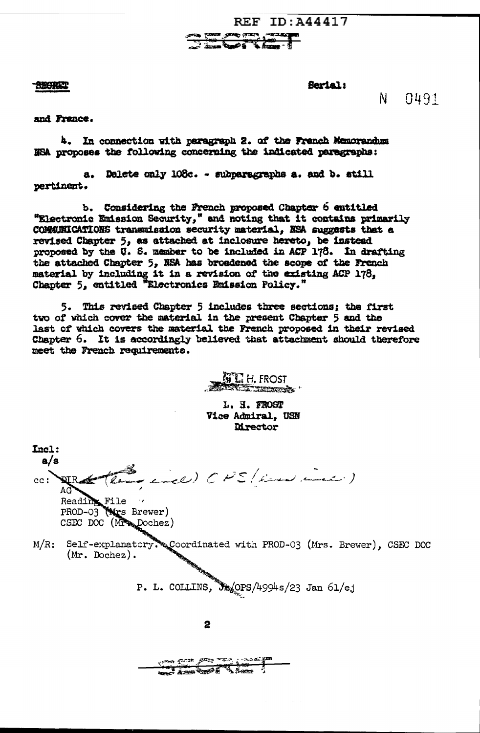REF ID:A44417

SECRET

SECRET

Serial: N 0491

and France.

4. In connection with paragraph 2. of the French Memorandum NSA proposes the following concerning the indicated paragraphs:

a. Delete only 108c. - subparagraphs a. and b. still pertinent.

b. Considering the French proposed Chapter 6 entitled "Electronic Emission Security," and noting that it contains primarily COMMUNICATIONS transmission security material, NSA suggests that a revised Chapter 5, as attached at inclosure hereto, be instead proposed by the U. S. member to be included in ACP 178. In drafting the attached Chapter 5, NSA has broadened the scope of the French material by including it in a revision of the existing ACP 178, Chapter 5, entitled "Electronics Emission Policy."

5. This revised Chapter 5 includes three sections; the first two of which cover the material in the present Chapter 5 and the last of which covers the material the French proposed in their revised Chapter 6. It is accordingly believed that attachment should therefore meet the French requirements.

L. H. FROST

L. H. FROST
Vice Admiral, USN
Director

Incl:
a/s

cc: DIR (thru ...) CPS (...)
AG
Reading File
PROD-03 (Mrs Brewer)
CSEC DOC (Mr. Dochez)

M/R: Self-explanatory. Coordinated with PROD-03 (Mrs. Brewer), CSEC DOC (Mr. Dochez).

P. L. COLLINS, Jr/OPS/4994s/23 Jan 61/ej

SECRET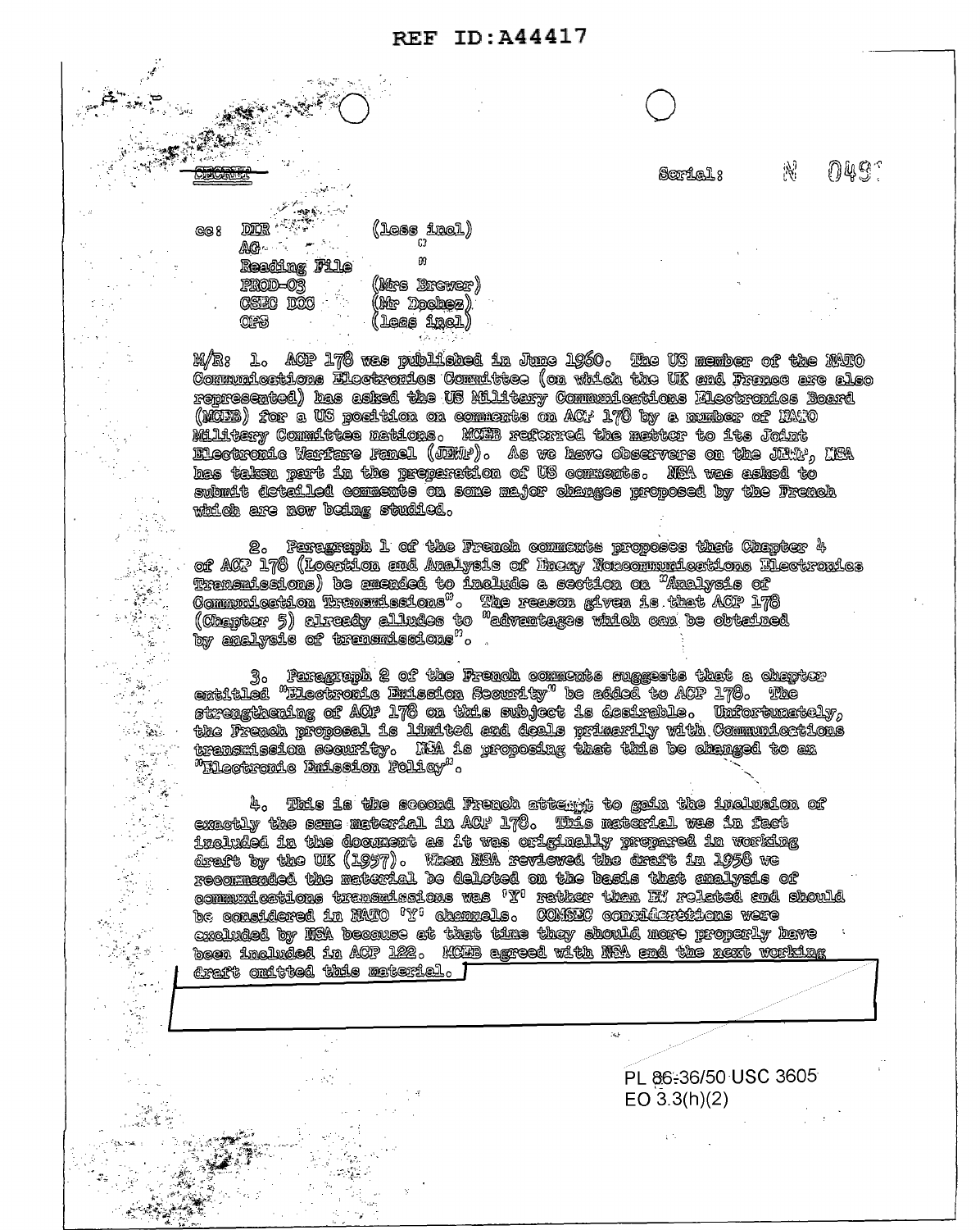SECRET

Serial: N 049

cc: DIR (less incl)
AG "
Reading File "
PROD-03 (Mrs Brewer)
CSEC DOC (Mr Dochez)
OPS (less incl)

M/R: 1. ACP 178 was published in June 1960. The US member of the NATO Communications Electronics Committee (on which the UK and France are also represented) has asked the US Military Communications Electronics Board (MCEB) for a US position on comments on ACP 178 by a number of NATO Military Committee nations. MCEB referred the matter to its Joint Electronic Warfare Panel (JEWP). As we have observers on the JEWP, NSA has taken part in the preparation of US comments. NSA was asked to submit detailed comments on some major changes proposed by the French which are now being studied.

2. Paragraph 1 of the French comments proposes that Chapter 4 of ACP 178 (Location and Analysis of Enemy Noncommunications Electronics Transmissions) be amended to include a section on "Analysis of Communication Transmissions". The reason given is that ACP 178 (Chapter 5) already alludes to "advantages which can be obtained by analysis of transmissions".

3. Paragraph 2 of the French comments suggests that a chapter entitled "Electronic Emission Security" be added to ACP 178. The strengthening of ACP 178 on this subject is desirable. Unfortunately, the French proposal is limited and deals primarily with Communications transmission security. NSA is proposing that this be changed to an "Electronic Emission Policy".

4. This is the second French attempt to gain the inclusion of exactly the same material in ACP 178. This material was in fact included in the document as it was originally prepared in working draft by the UK (1957). When NSA reviewed the draft in 1958 we recommended the material be deleted on the basis that analysis of communications transmissions was 'Y' rather than EW related and should be considered in NATO 'Y' channels. COMSEC considerations were excluded by NSA because at that time they should more properly have been included in ACP 122. MCEB agreed with NSA and the next working draft omitted this material.

PL 86-36/50 USC 3605
EO 3.3(h)(2)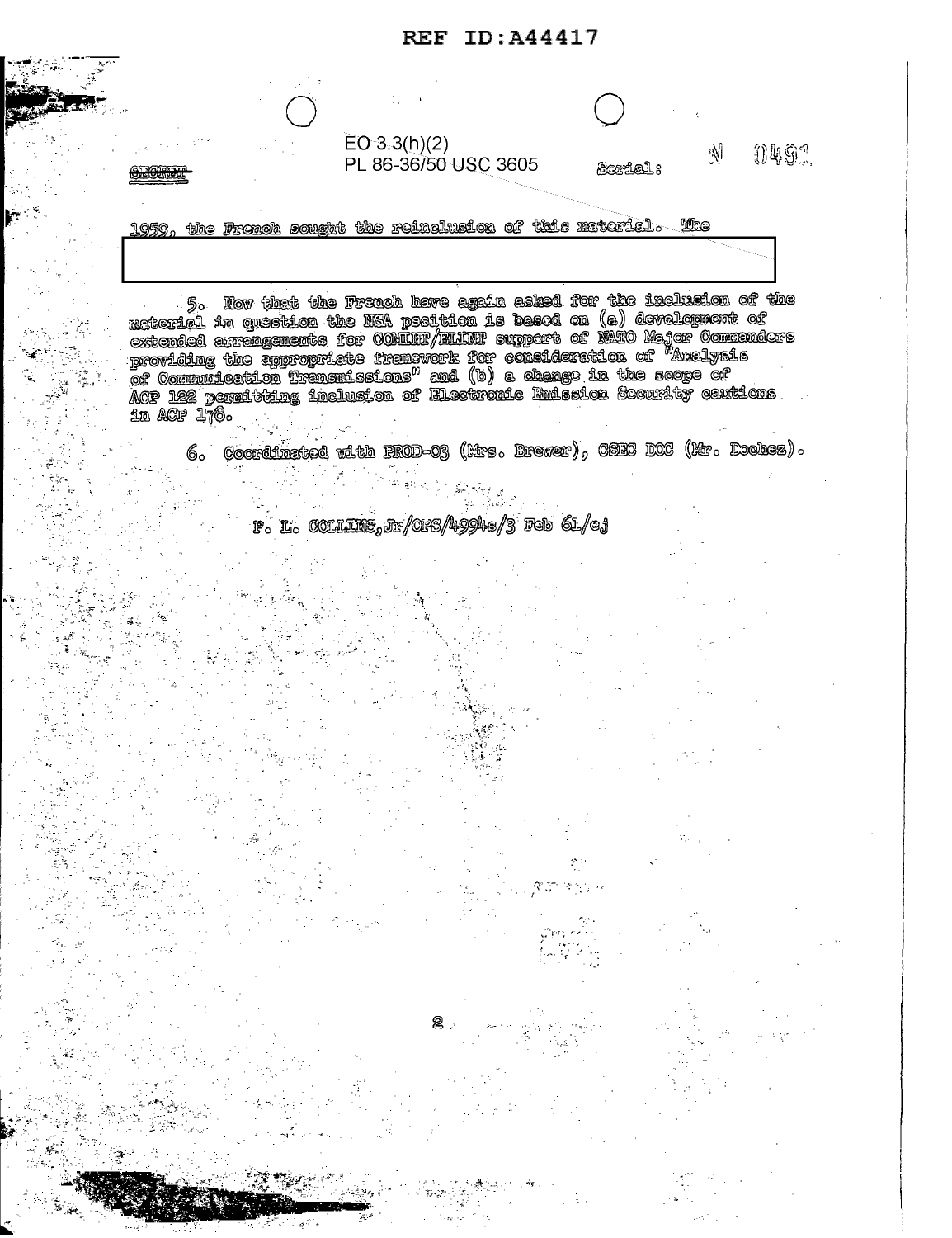EO 3.3(h)(2)
PL 86-36/50 USC 3605

SECRET

Serial: N 0491

1959, the French sought the reinclusion of this material. The

5. Now that the French have again asked for the inclusion of the material in question the NSA position is based on (a) development of extended arrangements for COMINT/ELINT support of NATO Major Commanders providing the appropriate framework for consideration of "Analysis of Communication Transmissions" and (b) a change in the scope of ACP 122 permitting inclusion of Electronic Emission Security cautions in ACP 178.

6. Coordinated with PROD-03 (Mrs. Brewer), CSEC DOC (Mr. Dochez).

P. L. COLLINS,Jr/CPS/4994s/3 Feb 61/ej